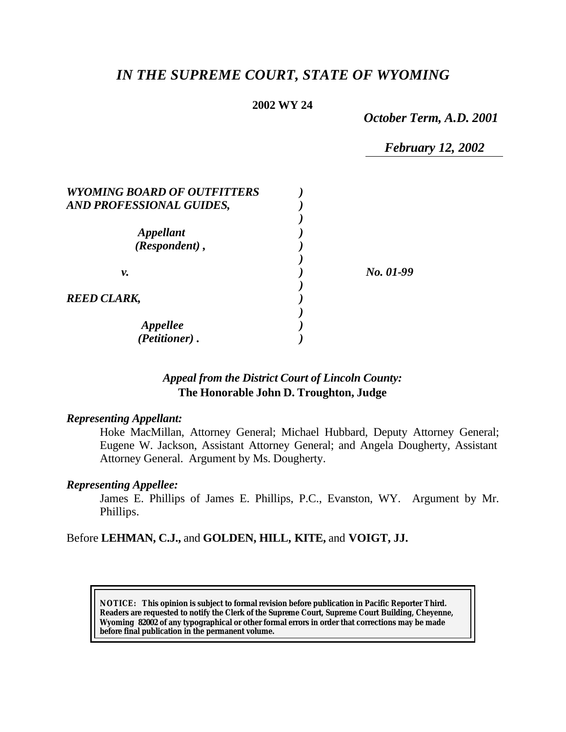# *IN THE SUPREME COURT, STATE OF WYOMING*

**2002 WY 24**

*October Term, A.D. 2001*

*February 12, 2002*

| | | |
|---|---|---|
| ***WYOMING BOARD OF OUTFITTERS AND PROFESSIONAL GUIDES,*** | ) | |
| ***Appellant (Respondent),*** | ) | |
| ***v.*** | ) | ***No. 01-99*** |
| ***REED CLARK,*** | ) | |
| ***Appellee (Petitioner).*** | ) | |

***Appeal from the District Court of Lincoln County:***
**The Honorable John D. Troughton, Judge**

***Representing Appellant:***

Hoke MacMillan, Attorney General; Michael Hubbard, Deputy Attorney General; Eugene W. Jackson, Assistant Attorney General; and Angela Dougherty, Assistant Attorney General. Argument by Ms. Dougherty.

***Representing Appellee:***

James E. Phillips of James E. Phillips, P.C., Evanston, WY. Argument by Mr. Phillips.

Before **LEHMAN, C.J.,** and **GOLDEN, HILL, KITE,** and **VOIGT, JJ.**

**NOTICE: This opinion is subject to formal revision before publication in Pacific Reporter Third. Readers are requested to notify the Clerk of the Supreme Court, Supreme Court Building, Cheyenne, Wyoming 82002 of any typographical or other formal errors in order that corrections may be made before final publication in the permanent volume.**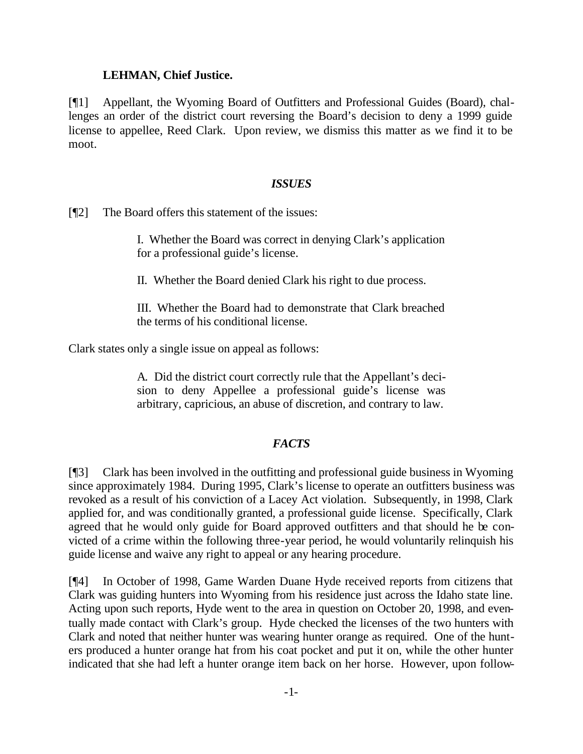**LEHMAN, Chief Justice.**

[¶1] Appellant, the Wyoming Board of Outfitters and Professional Guides (Board), challenges an order of the district court reversing the Board's decision to deny a 1999 guide license to appellee, Reed Clark. Upon review, we dismiss this matter as we find it to be moot.

### *ISSUES*

[¶2] The Board offers this statement of the issues:

> I. Whether the Board was correct in denying Clark's application for a professional guide's license.
>
> II. Whether the Board denied Clark his right to due process.
>
> III. Whether the Board had to demonstrate that Clark breached the terms of his conditional license.

Clark states only a single issue on appeal as follows:

> A. Did the district court correctly rule that the Appellant's decision to deny Appellee a professional guide's license was arbitrary, capricious, an abuse of discretion, and contrary to law.

### *FACTS*

[¶3] Clark has been involved in the outfitting and professional guide business in Wyoming since approximately 1984. During 1995, Clark's license to operate an outfitters business was revoked as a result of his conviction of a Lacey Act violation. Subsequently, in 1998, Clark applied for, and was conditionally granted, a professional guide license. Specifically, Clark agreed that he would only guide for Board approved outfitters and that should he be convicted of a crime within the following three-year period, he would voluntarily relinquish his guide license and waive any right to appeal or any hearing procedure.

[¶4] In October of 1998, Game Warden Duane Hyde received reports from citizens that Clark was guiding hunters into Wyoming from his residence just across the Idaho state line. Acting upon such reports, Hyde went to the area in question on October 20, 1998, and eventually made contact with Clark's group. Hyde checked the licenses of the two hunters with Clark and noted that neither hunter was wearing hunter orange as required. One of the hunters produced a hunter orange hat from his coat pocket and put it on, while the other hunter indicated that she had left a hunter orange item back on her horse. However, upon follow-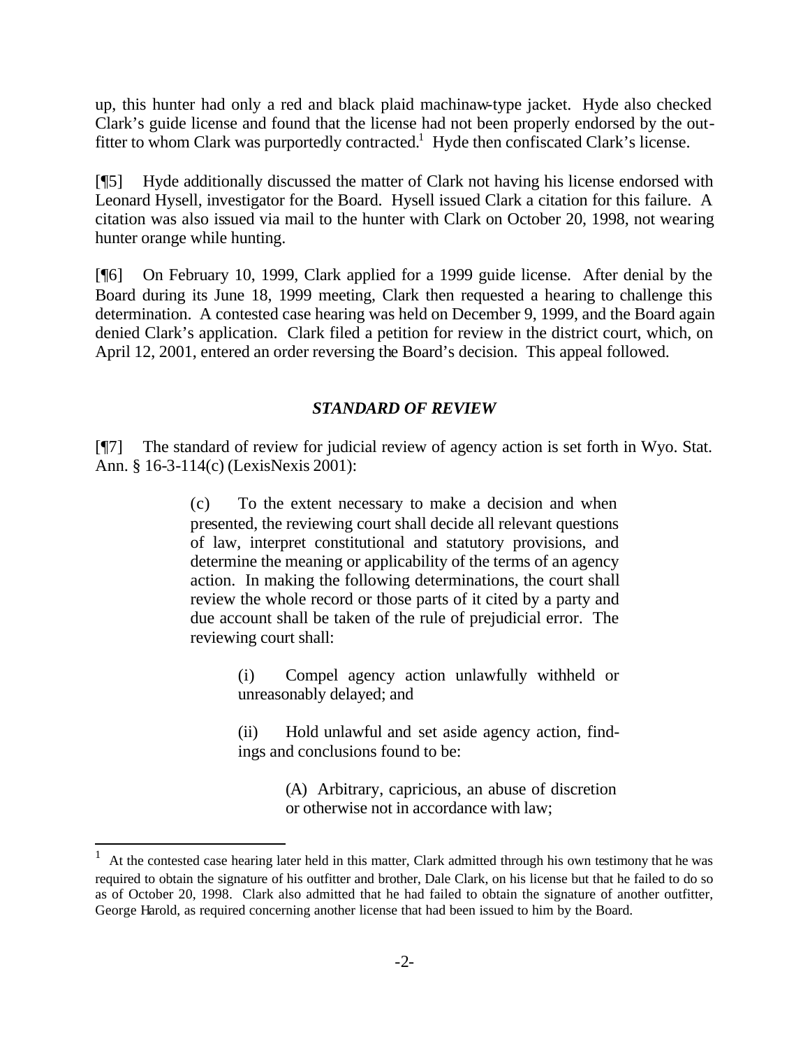up, this hunter had only a red and black plaid machinaw-type jacket. Hyde also checked Clark's guide license and found that the license had not been properly endorsed by the outfitter to whom Clark was purportedly contracted.[1] Hyde then confiscated Clark's license.

[¶5] Hyde additionally discussed the matter of Clark not having his license endorsed with Leonard Hysell, investigator for the Board. Hysell issued Clark a citation for this failure. A citation was also issued via mail to the hunter with Clark on October 20, 1998, not wearing hunter orange while hunting.

[¶6] On February 10, 1999, Clark applied for a 1999 guide license. After denial by the Board during its June 18, 1999 meeting, Clark then requested a hearing to challenge this determination. A contested case hearing was held on December 9, 1999, and the Board again denied Clark's application. Clark filed a petition for review in the district court, which, on April 12, 2001, entered an order reversing the Board's decision. This appeal followed.

## *STANDARD OF REVIEW*

[¶7] The standard of review for judicial review of agency action is set forth in Wyo. Stat. Ann. § 16-3-114(c) (LexisNexis 2001):

> (c) To the extent necessary to make a decision and when presented, the reviewing court shall decide all relevant questions of law, interpret constitutional and statutory provisions, and determine the meaning or applicability of the terms of an agency action. In making the following determinations, the court shall review the whole record or those parts of it cited by a party and due account shall be taken of the rule of prejudicial error. The reviewing court shall:
>
> > (i) Compel agency action unlawfully withheld or unreasonably delayed; and
> >
> > (ii) Hold unlawful and set aside agency action, findings and conclusions found to be:
> >
> > > (A) Arbitrary, capricious, an abuse of discretion or otherwise not in accordance with law;

---

[1] At the contested case hearing later held in this matter, Clark admitted through his own testimony that he was required to obtain the signature of his outfitter and brother, Dale Clark, on his license but that he failed to do so as of October 20, 1998. Clark also admitted that he had failed to obtain the signature of another outfitter, George Harold, as required concerning another license that had been issued to him by the Board.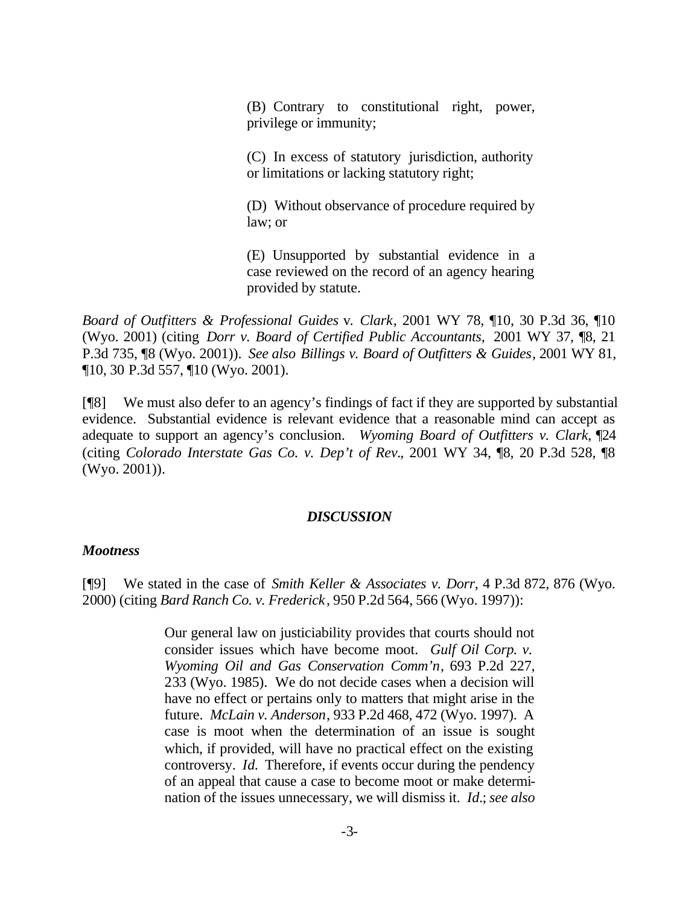> (B) Contrary to constitutional right, power, privilege or immunity;
>
> (C) In excess of statutory jurisdiction, authority or limitations or lacking statutory right;
>
> (D) Without observance of procedure required by law; or
>
> (E) Unsupported by substantial evidence in a case reviewed on the record of an agency hearing provided by statute.

*Board of Outfitters & Professional Guides* v. *Clark*, 2001 WY 78, ¶10, 30 P.3d 36, ¶10 (Wyo. 2001) (citing *Dorr v. Board of Certified Public Accountants*, 2001 WY 37, ¶8, 21 P.3d 735, ¶8 (Wyo. 2001)). *See also Billings v. Board of Outfitters & Guides*, 2001 WY 81, ¶10, 30 P.3d 557, ¶10 (Wyo. 2001).

[¶8] We must also defer to an agency's findings of fact if they are supported by substantial evidence. Substantial evidence is relevant evidence that a reasonable mind can accept as adequate to support an agency's conclusion. *Wyoming Board of Outfitters v. Clark*, ¶24 (citing *Colorado Interstate Gas Co. v. Dep't of Rev.*, 2001 WY 34, ¶8, 20 P.3d 528, ¶8 (Wyo. 2001)).

## *DISCUSSION*

### *Mootness*

[¶9] We stated in the case of *Smith Keller & Associates v. Dorr*, 4 P.3d 872, 876 (Wyo. 2000) (citing *Bard Ranch Co. v. Frederick*, 950 P.2d 564, 566 (Wyo. 1997)):

> Our general law on justiciability provides that courts should not consider issues which have become moot. *Gulf Oil Corp. v. Wyoming Oil and Gas Conservation Comm'n*, 693 P.2d 227, 233 (Wyo. 1985). We do not decide cases when a decision will have no effect or pertains only to matters that might arise in the future. *McLain v. Anderson*, 933 P.2d 468, 472 (Wyo. 1997). A case is moot when the determination of an issue is sought which, if provided, will have no practical effect on the existing controversy. *Id.* Therefore, if events occur during the pendency of an appeal that cause a case to become moot or make determination of the issues unnecessary, we will dismiss it. *Id.*; *see also*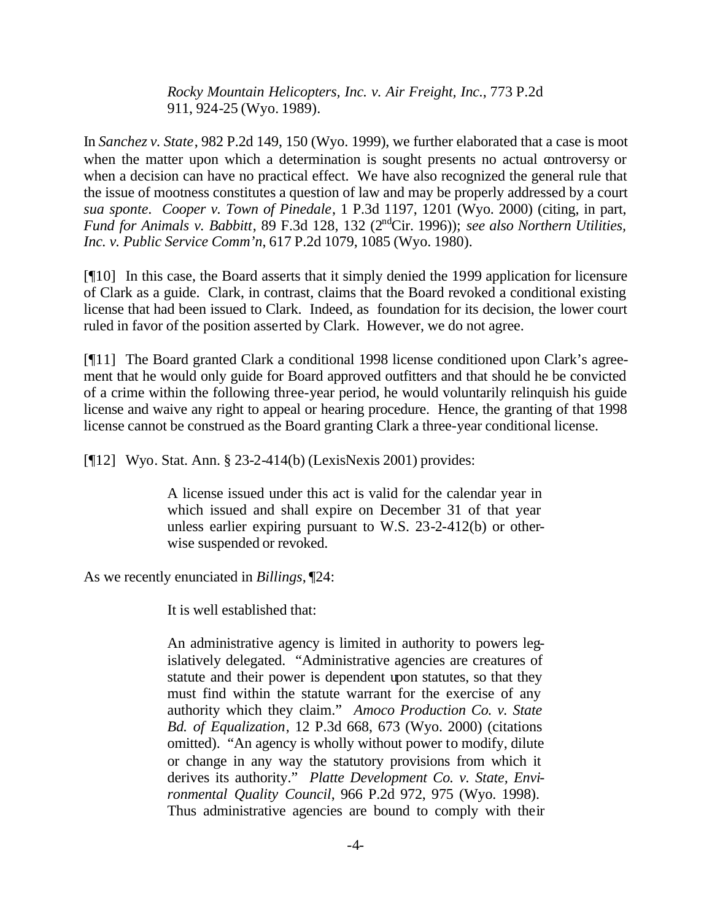> *Rocky Mountain Helicopters, Inc. v. Air Freight, Inc.*, 773 P.2d 911, 924-25 (Wyo. 1989).

In *Sanchez v. State*, 982 P.2d 149, 150 (Wyo. 1999), we further elaborated that a case is moot when the matter upon which a determination is sought presents no actual controversy or when a decision can have no practical effect. We have also recognized the general rule that the issue of mootness constitutes a question of law and may be properly addressed by a court *sua sponte*. *Cooper v. Town of Pinedale*, 1 P.3d 1197, 1201 (Wyo. 2000) (citing, in part, *Fund for Animals v. Babbitt*, 89 F.3d 128, 132 (2nd Cir. 1996)); *see also Northern Utilities, Inc. v. Public Service Comm'n*, 617 P.2d 1079, 1085 (Wyo. 1980).

[¶10] In this case, the Board asserts that it simply denied the 1999 application for licensure of Clark as a guide. Clark, in contrast, claims that the Board revoked a conditional existing license that had been issued to Clark. Indeed, as foundation for its decision, the lower court ruled in favor of the position asserted by Clark. However, we do not agree.

[¶11] The Board granted Clark a conditional 1998 license conditioned upon Clark's agreement that he would only guide for Board approved outfitters and that should he be convicted of a crime within the following three-year period, he would voluntarily relinquish his guide license and waive any right to appeal or hearing procedure. Hence, the granting of that 1998 license cannot be construed as the Board granting Clark a three-year conditional license.

[¶12] Wyo. Stat. Ann. § 23-2-414(b) (LexisNexis 2001) provides:

> A license issued under this act is valid for the calendar year in which issued and shall expire on December 31 of that year unless earlier expiring pursuant to W.S. 23-2-412(b) or otherwise suspended or revoked.

As we recently enunciated in *Billings*, ¶24:

> It is well established that:
>
> An administrative agency is limited in authority to powers legislatively delegated. "Administrative agencies are creatures of statute and their power is dependent upon statutes, so that they must find within the statute warrant for the exercise of any authority which they claim." *Amoco Production Co. v. State Bd. of Equalization*, 12 P.3d 668, 673 (Wyo. 2000) (citations omitted). "An agency is wholly without power to modify, dilute or change in any way the statutory provisions from which it derives its authority." *Platte Development Co. v. State, Environmental Quality Council*, 966 P.2d 972, 975 (Wyo. 1998). Thus administrative agencies are bound to comply with their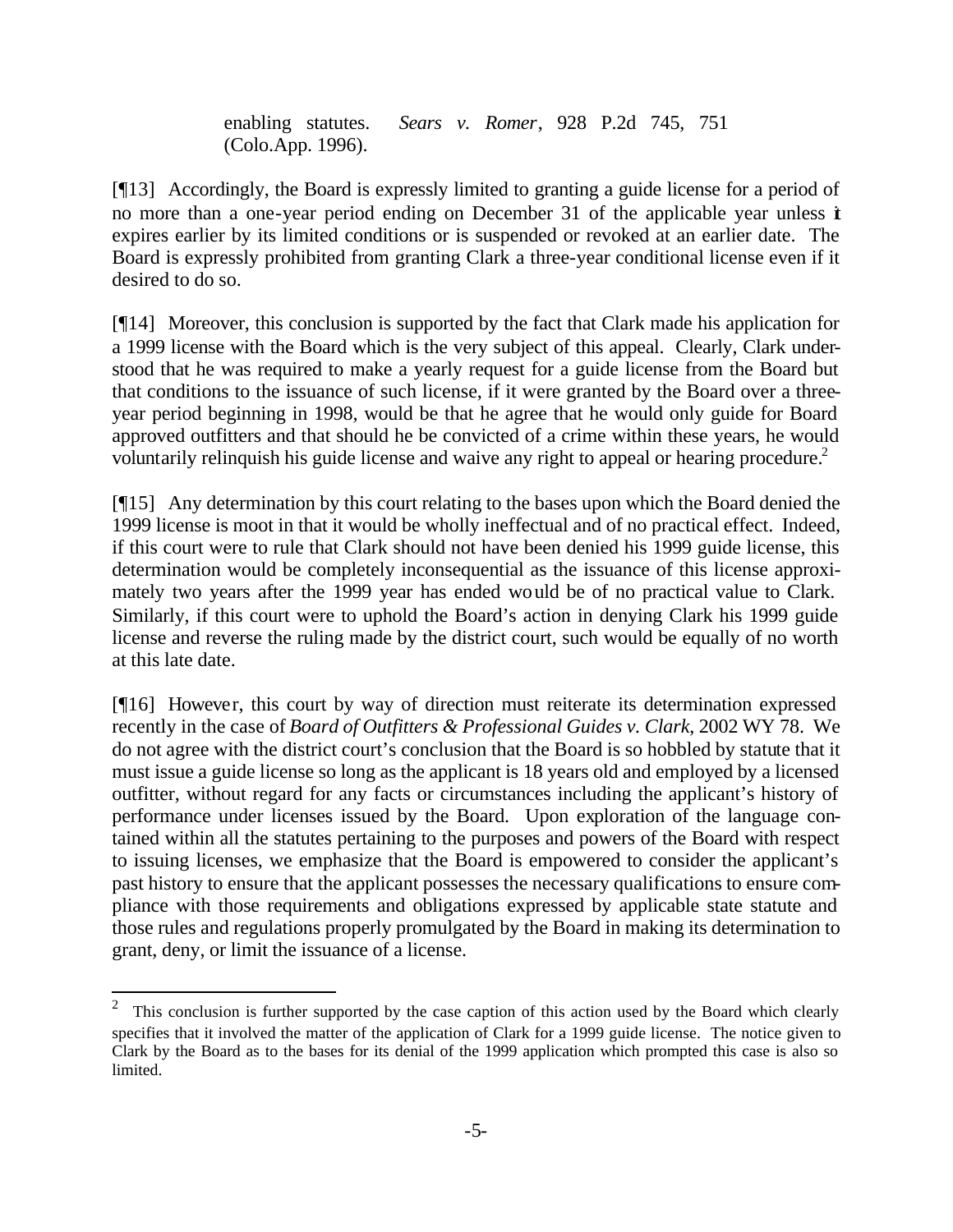> enabling statutes. *Sears v. Romer*, 928 P.2d 745, 751 (Colo.App. 1996).

[¶13] Accordingly, the Board is expressly limited to granting a guide license for a period of no more than a one-year period ending on December 31 of the applicable year unless it expires earlier by its limited conditions or is suspended or revoked at an earlier date. The Board is expressly prohibited from granting Clark a three-year conditional license even if it desired to do so.

[¶14] Moreover, this conclusion is supported by the fact that Clark made his application for a 1999 license with the Board which is the very subject of this appeal. Clearly, Clark understood that he was required to make a yearly request for a guide license from the Board but that conditions to the issuance of such license, if it were granted by the Board over a three-year period beginning in 1998, would be that he agree that he would only guide for Board approved outfitters and that should he be convicted of a crime within these years, he would voluntarily relinquish his guide license and waive any right to appeal or hearing procedure.[2]

[¶15] Any determination by this court relating to the bases upon which the Board denied the 1999 license is moot in that it would be wholly ineffectual and of no practical effect. Indeed, if this court were to rule that Clark should not have been denied his 1999 guide license, this determination would be completely inconsequential as the issuance of this license approximately two years after the 1999 year has ended would be of no practical value to Clark. Similarly, if this court were to uphold the Board's action in denying Clark his 1999 guide license and reverse the ruling made by the district court, such would be equally of no worth at this late date.

[¶16] However, this court by way of direction must reiterate its determination expressed recently in the case of *Board of Outfitters & Professional Guides v. Clark*, 2002 WY 78. We do not agree with the district court's conclusion that the Board is so hobbled by statute that it must issue a guide license so long as the applicant is 18 years old and employed by a licensed outfitter, without regard for any facts or circumstances including the applicant's history of performance under licenses issued by the Board. Upon exploration of the language contained within all the statutes pertaining to the purposes and powers of the Board with respect to issuing licenses, we emphasize that the Board is empowered to consider the applicant's past history to ensure that the applicant possesses the necessary qualifications to ensure compliance with those requirements and obligations expressed by applicable state statute and those rules and regulations properly promulgated by the Board in making its determination to grant, deny, or limit the issuance of a license.

---

[2] This conclusion is further supported by the case caption of this action used by the Board which clearly specifies that it involved the matter of the application of Clark for a 1999 guide license. The notice given to Clark by the Board as to the bases for its denial of the 1999 application which prompted this case is also so limited.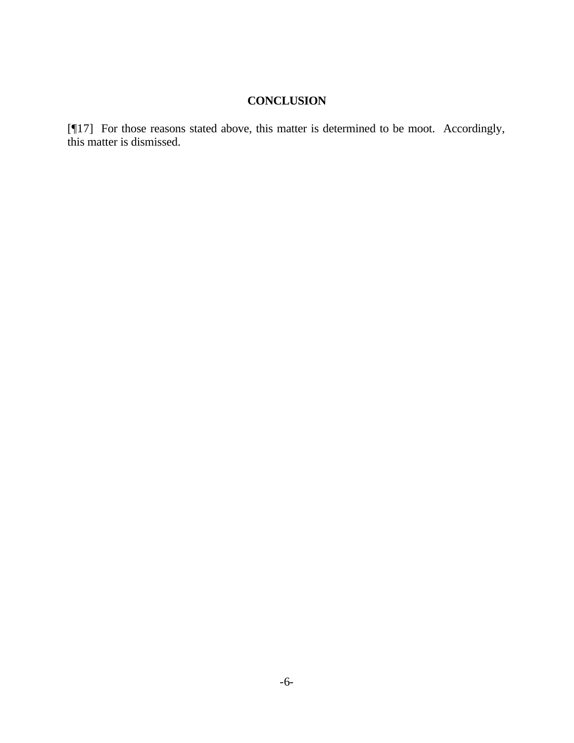## CONCLUSION

[¶17] For those reasons stated above, this matter is determined to be moot. Accordingly, this matter is dismissed.